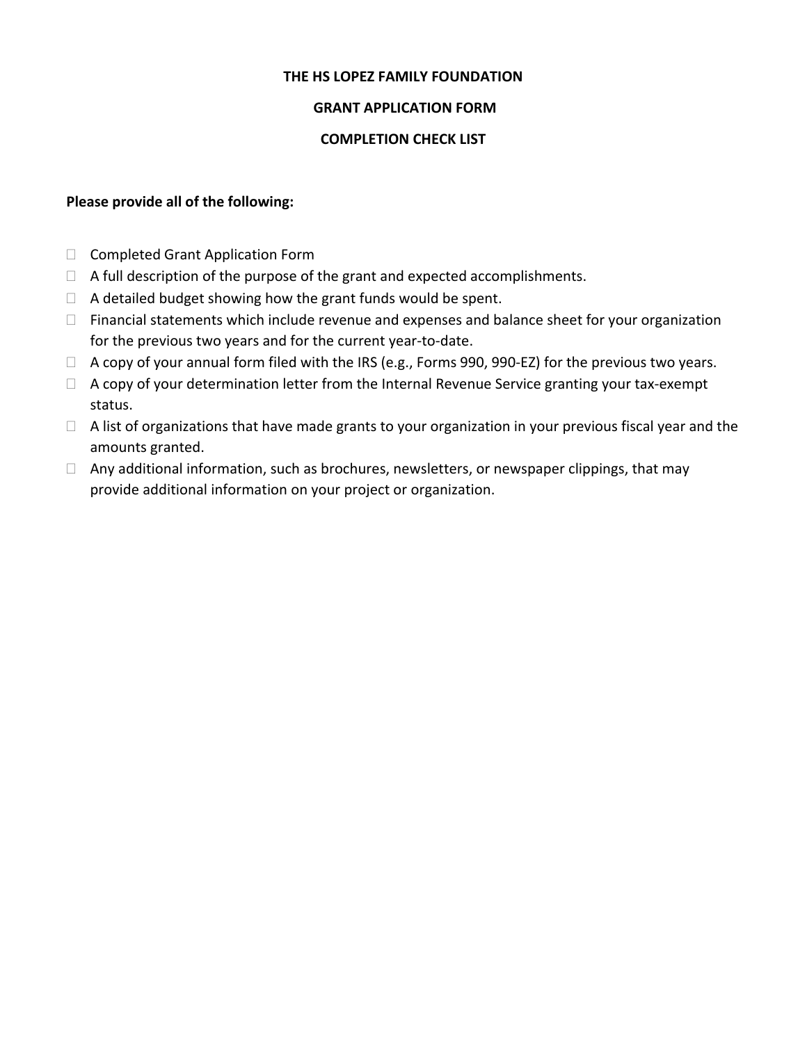**THE HS LOPEZ FAMILY FOUNDATION**

**GRANT APPLICATION FORM**

**COMPLETION CHECK LIST**

**Please provide all of the following:**

- ☐ Completed Grant Application Form
- ☐ A full description of the purpose of the grant and expected accomplishments.
- ☐ A detailed budget showing how the grant funds would be spent.
- ☐ Financial statements which include revenue and expenses and balance sheet for your organization for the previous two years and for the current year-to-date.
- ☐ A copy of your annual form filed with the IRS (e.g., Forms 990, 990-EZ) for the previous two years.
- ☐ A copy of your determination letter from the Internal Revenue Service granting your tax-exempt status.
- ☐ A list of organizations that have made grants to your organization in your previous fiscal year and the amounts granted.
- ☐ Any additional information, such as brochures, newsletters, or newspaper clippings, that may provide additional information on your project or organization.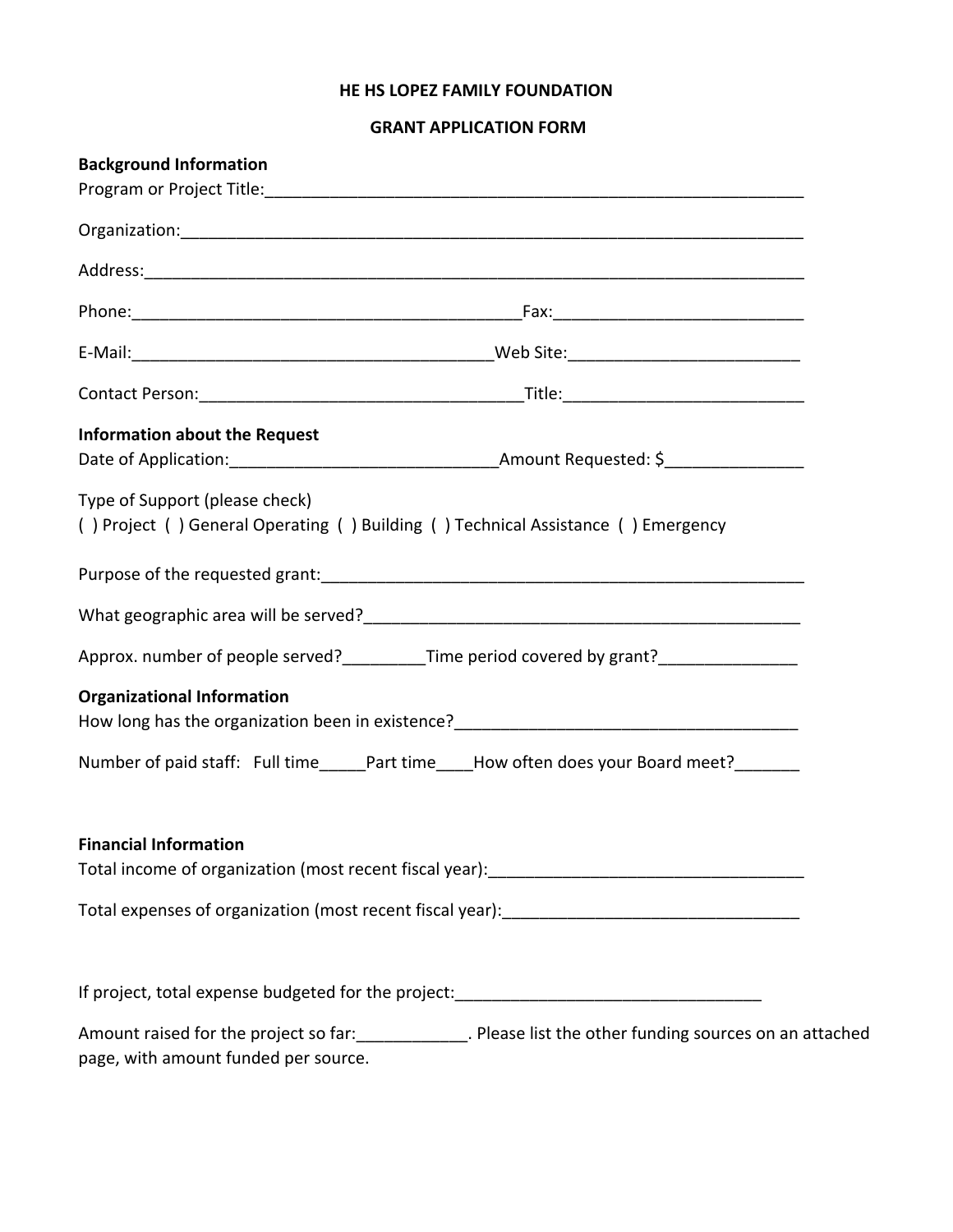# HE HS LOPEZ FAMILY FOUNDATION

## GRANT APPLICATION FORM

**Background Information**

Program or Project Title:____________________________________________________________

Organization:_______________________________________________________________________

Address:___________________________________________________________________________

Phone:___________________________________________Fax:___________________________

E-Mail:________________________________________Web Site:_________________________

Contact Person:___________________________________Title:__________________________

**Information about the Request**

Date of Application:_____________________________Amount Requested: $_______________

Type of Support (please check)

( ) Project ( ) General Operating ( ) Building ( ) Technical Assistance ( ) Emergency

Purpose of the requested grant:______________________________________________________

What geographic area will be served?_________________________________________________

Approx. number of people served?_________Time period covered by grant?_______________

**Organizational Information**

How long has the organization been in existence?_____________________________________

Number of paid staff: Full time_____Part time____How often does your Board meet?_______

**Financial Information**

Total income of organization (most recent fiscal year):__________________________________

Total expenses of organization (most recent fiscal year):________________________________

If project, total expense budgeted for the project:_________________________________

Amount raised for the project so far:____________. Please list the other funding sources on an attached page, with amount funded per source.